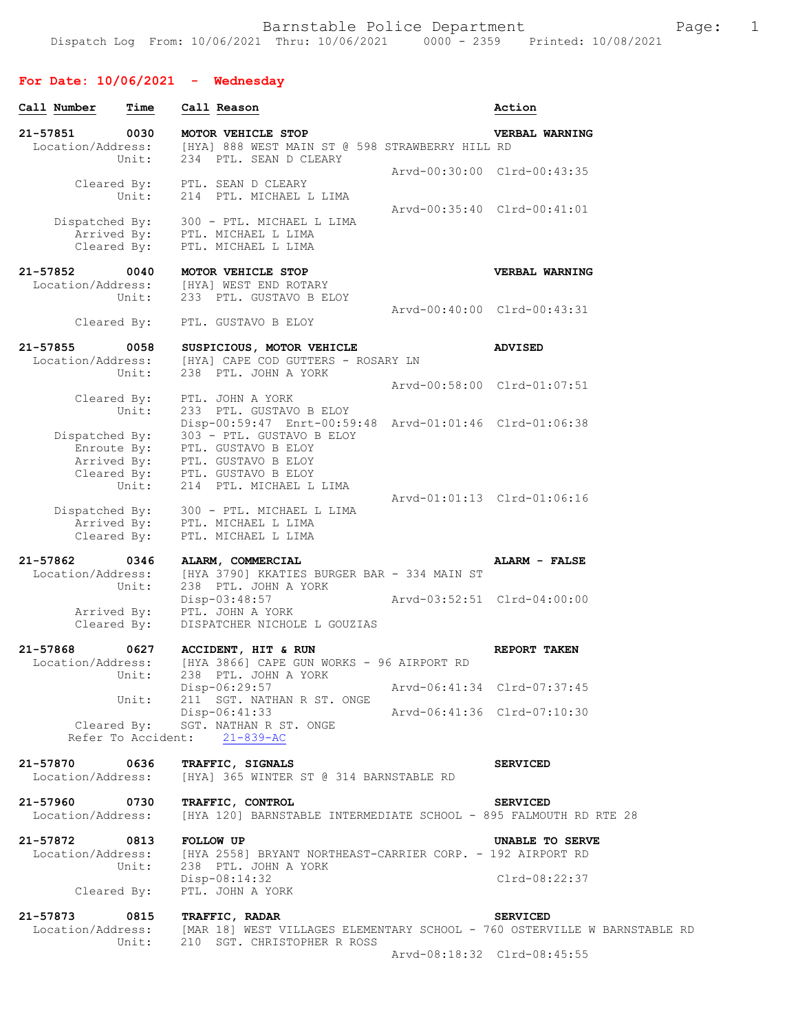Barnstable Police Department

Dispatch Log From: 10/06/2021 Thru: 10/06/2021 0000 - 2359 Printed: 10/08/2021

## For Date: 10/06/2021 - Wednesday

| Call Number | Time | Call Reason | Action |
|---|---|---|---|

```
21-57851     0030   MOTOR VEHICLE STOP                              VERBAL WARNING
 Location/Address:  [HYA] 888 WEST MAIN ST @ 598 STRAWBERRY HILL RD
            Unit:   234  PTL. SEAN D CLEARY
                                               Arvd-00:30:00  Clrd-00:43:35
      Cleared By:   PTL. SEAN D CLEARY
            Unit:   214  PTL. MICHAEL L LIMA
                                               Arvd-00:35:40  Clrd-00:41:01
   Dispatched By:   300 - PTL. MICHAEL L LIMA
      Arrived By:   PTL. MICHAEL L LIMA
      Cleared By:   PTL. MICHAEL L LIMA

21-57852     0040   MOTOR VEHICLE STOP                              VERBAL WARNING
 Location/Address:  [HYA] WEST END ROTARY
            Unit:   233  PTL. GUSTAVO B ELOY
                                               Arvd-00:40:00  Clrd-00:43:31
      Cleared By:   PTL. GUSTAVO B ELOY

21-57855     0058   SUSPICIOUS, MOTOR VEHICLE                       ADVISED
 Location/Address:  [HYA] CAPE COD GUTTERS - ROSARY LN
            Unit:   238  PTL. JOHN A YORK
                                               Arvd-00:58:00  Clrd-01:07:51
      Cleared By:   PTL. JOHN A YORK
            Unit:   233  PTL. GUSTAVO B ELOY
                    Disp-00:59:47  Enrt-00:59:48  Arvd-01:01:46  Clrd-01:06:38
   Dispatched By:   303 - PTL. GUSTAVO B ELOY
      Enroute By:   PTL. GUSTAVO B ELOY
      Arrived By:   PTL. GUSTAVO B ELOY
      Cleared By:   PTL. GUSTAVO B ELOY
            Unit:   214  PTL. MICHAEL L LIMA
                                               Arvd-01:01:13  Clrd-01:06:16
   Dispatched By:   300 - PTL. MICHAEL L LIMA
      Arrived By:   PTL. MICHAEL L LIMA
      Cleared By:   PTL. MICHAEL L LIMA

21-57862     0346   ALARM, COMMERCIAL                               ALARM - FALSE
 Location/Address:  [HYA 3790] KKATIES BURGER BAR - 334 MAIN ST
            Unit:   238  PTL. JOHN A YORK
                    Disp-03:48:57              Arvd-03:52:51  Clrd-04:00:00
      Arrived By:   PTL. JOHN A YORK
      Cleared By:   DISPATCHER NICHOLE L GOUZIAS

21-57868     0627   ACCIDENT, HIT & RUN                             REPORT TAKEN
 Location/Address:  [HYA 3866] CAPE GUN WORKS - 96 AIRPORT RD
            Unit:   238  PTL. JOHN A YORK
                    Disp-06:29:57              Arvd-06:41:34  Clrd-07:37:45
            Unit:   211  SGT. NATHAN R ST. ONGE
                    Disp-06:41:33              Arvd-06:41:36  Clrd-07:10:30
      Cleared By:   SGT. NATHAN R ST. ONGE
   Refer To Accident:   21-839-AC

21-57870     0636   TRAFFIC, SIGNALS                                SERVICED
 Location/Address:  [HYA] 365 WINTER ST @ 314 BARNSTABLE RD

21-57960     0730   TRAFFIC, CONTROL                                SERVICED
 Location/Address:  [HYA 120] BARNSTABLE INTERMEDIATE SCHOOL - 895 FALMOUTH RD RTE 28

21-57872     0813   FOLLOW UP                                       UNABLE TO SERVE
 Location/Address:  [HYA 2558] BRYANT NORTHEAST-CARRIER CORP. - 192 AIRPORT RD
            Unit:   238  PTL. JOHN A YORK
                    Disp-08:14:32                             Clrd-08:22:37
      Cleared By:   PTL. JOHN A YORK

21-57873     0815   TRAFFIC, RADAR                                  SERVICED
 Location/Address:  [MAR 18] WEST VILLAGES ELEMENTARY SCHOOL - 760 OSTERVILLE W BARNSTABLE RD
            Unit:   210  SGT. CHRISTOPHER R ROSS
                                               Arvd-08:18:32  Clrd-08:45:55
```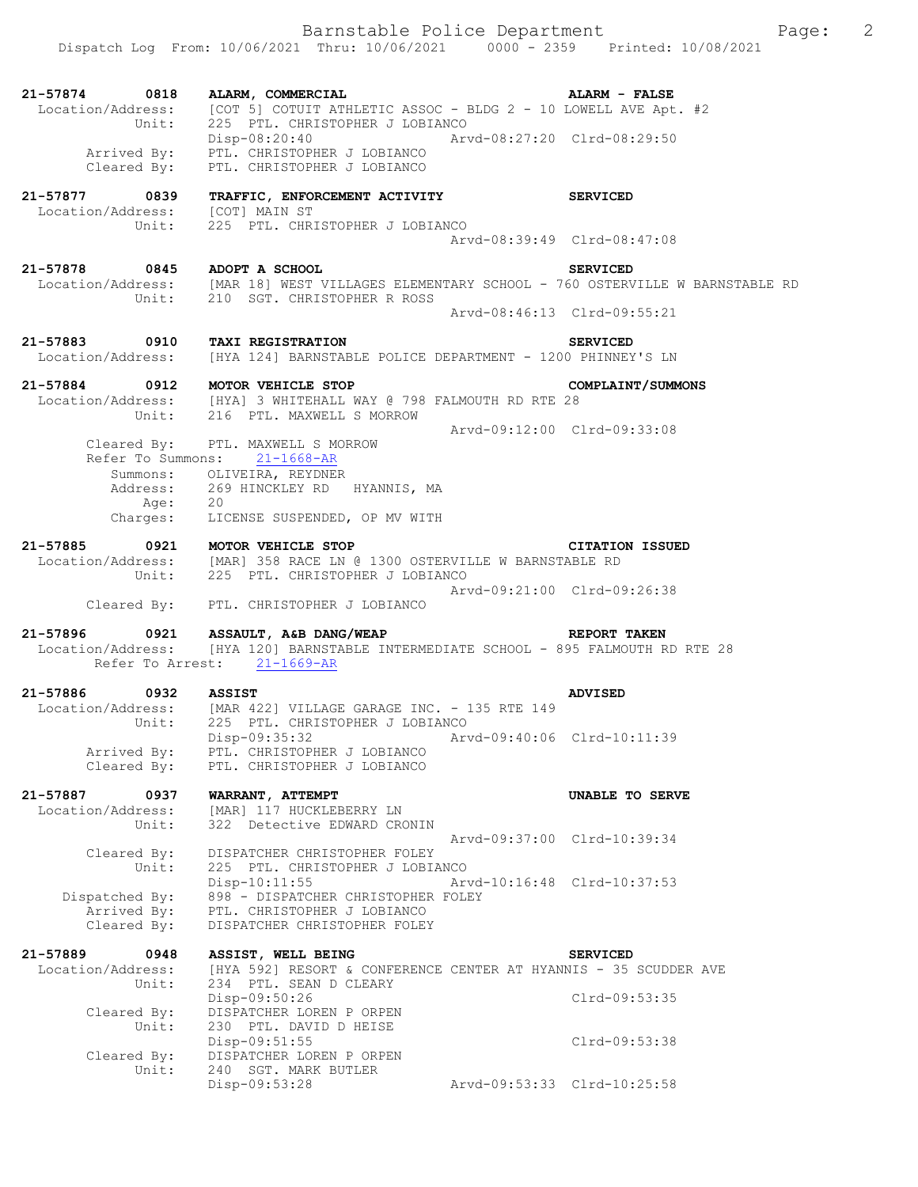```
21-57874      0818   ALARM, COMMERCIAL                               ALARM - FALSE
 Location/Address:   [COT 5] COTUIT ATHLETIC ASSOC - BLDG 2 - 10 LOWELL AVE Apt. #2
            Unit:    225  PTL. CHRISTOPHER J LOBIANCO
                     Disp-08:20:40              Arvd-08:27:20  Clrd-08:29:50
       Arrived By:   PTL. CHRISTOPHER J LOBIANCO
       Cleared By:   PTL. CHRISTOPHER J LOBIANCO

21-57877      0839   TRAFFIC, ENFORCEMENT ACTIVITY                   SERVICED
 Location/Address:   [COT] MAIN ST
            Unit:    225  PTL. CHRISTOPHER J LOBIANCO
                                                Arvd-08:39:49  Clrd-08:47:08

21-57878      0845   ADOPT A SCHOOL                                  SERVICED
 Location/Address:   [MAR 18] WEST VILLAGES ELEMENTARY SCHOOL - 760 OSTERVILLE W BARNSTABLE RD
            Unit:    210  SGT. CHRISTOPHER R ROSS
                                                Arvd-08:46:13  Clrd-09:55:21

21-57883      0910   TAXI REGISTRATION                               SERVICED
 Location/Address:   [HYA 124] BARNSTABLE POLICE DEPARTMENT - 1200 PHINNEY'S LN

21-57884      0912   MOTOR VEHICLE STOP                              COMPLAINT/SUMMONS
 Location/Address:   [HYA] 3 WHITEHALL WAY @ 798 FALMOUTH RD RTE 28
            Unit:    216  PTL. MAXWELL S MORROW
                                                Arvd-09:12:00  Clrd-09:33:08
       Cleared By:   PTL. MAXWELL S MORROW
       Refer To Summons:   21-1668-AR
         Summons:    OLIVEIRA, REYDNER
         Address:    269 HINCKLEY RD   HYANNIS, MA
             Age:    20
         Charges:    LICENSE SUSPENDED, OP MV WITH

21-57885      0921   MOTOR VEHICLE STOP                              CITATION ISSUED
 Location/Address:   [MAR] 358 RACE LN @ 1300 OSTERVILLE W BARNSTABLE RD
            Unit:    225  PTL. CHRISTOPHER J LOBIANCO
                                                Arvd-09:21:00  Clrd-09:26:38
       Cleared By:   PTL. CHRISTOPHER J LOBIANCO

21-57896      0921   ASSAULT, A&B DANG/WEAP                          REPORT TAKEN
 Location/Address:   [HYA 120] BARNSTABLE INTERMEDIATE SCHOOL - 895 FALMOUTH RD RTE 28
     Refer To Arrest:   21-1669-AR

21-57886      0932   ASSIST                                          ADVISED
 Location/Address:   [MAR 422] VILLAGE GARAGE INC. - 135 RTE 149
            Unit:    225  PTL. CHRISTOPHER J LOBIANCO
                     Disp-09:35:32              Arvd-09:40:06  Clrd-10:11:39
       Arrived By:   PTL. CHRISTOPHER J LOBIANCO
       Cleared By:   PTL. CHRISTOPHER J LOBIANCO

21-57887      0937   WARRANT, ATTEMPT                                UNABLE TO SERVE
 Location/Address:   [MAR] 117 HUCKLEBERRY LN
            Unit:    322  Detective EDWARD CRONIN
                                                Arvd-09:37:00  Clrd-10:39:34
       Cleared By:   DISPATCHER CHRISTOPHER FOLEY
            Unit:    225  PTL. CHRISTOPHER J LOBIANCO
                     Disp-10:11:55              Arvd-10:16:48  Clrd-10:37:53
    Dispatched By:   898 - DISPATCHER CHRISTOPHER FOLEY
       Arrived By:   PTL. CHRISTOPHER J LOBIANCO
       Cleared By:   DISPATCHER CHRISTOPHER FOLEY

21-57889      0948   ASSIST, WELL BEING                              SERVICED
 Location/Address:   [HYA 592] RESORT & CONFERENCE CENTER AT HYANNIS - 35 SCUDDER AVE
            Unit:    234  PTL. SEAN D CLEARY
                     Disp-09:50:26                             Clrd-09:53:35
       Cleared By:   DISPATCHER LOREN P ORPEN
            Unit:    230  PTL. DAVID D HEISE
                     Disp-09:51:55                             Clrd-09:53:38
       Cleared By:   DISPATCHER LOREN P ORPEN
            Unit:    240  SGT. MARK BUTLER
                     Disp-09:53:28              Arvd-09:53:33  Clrd-10:25:58
```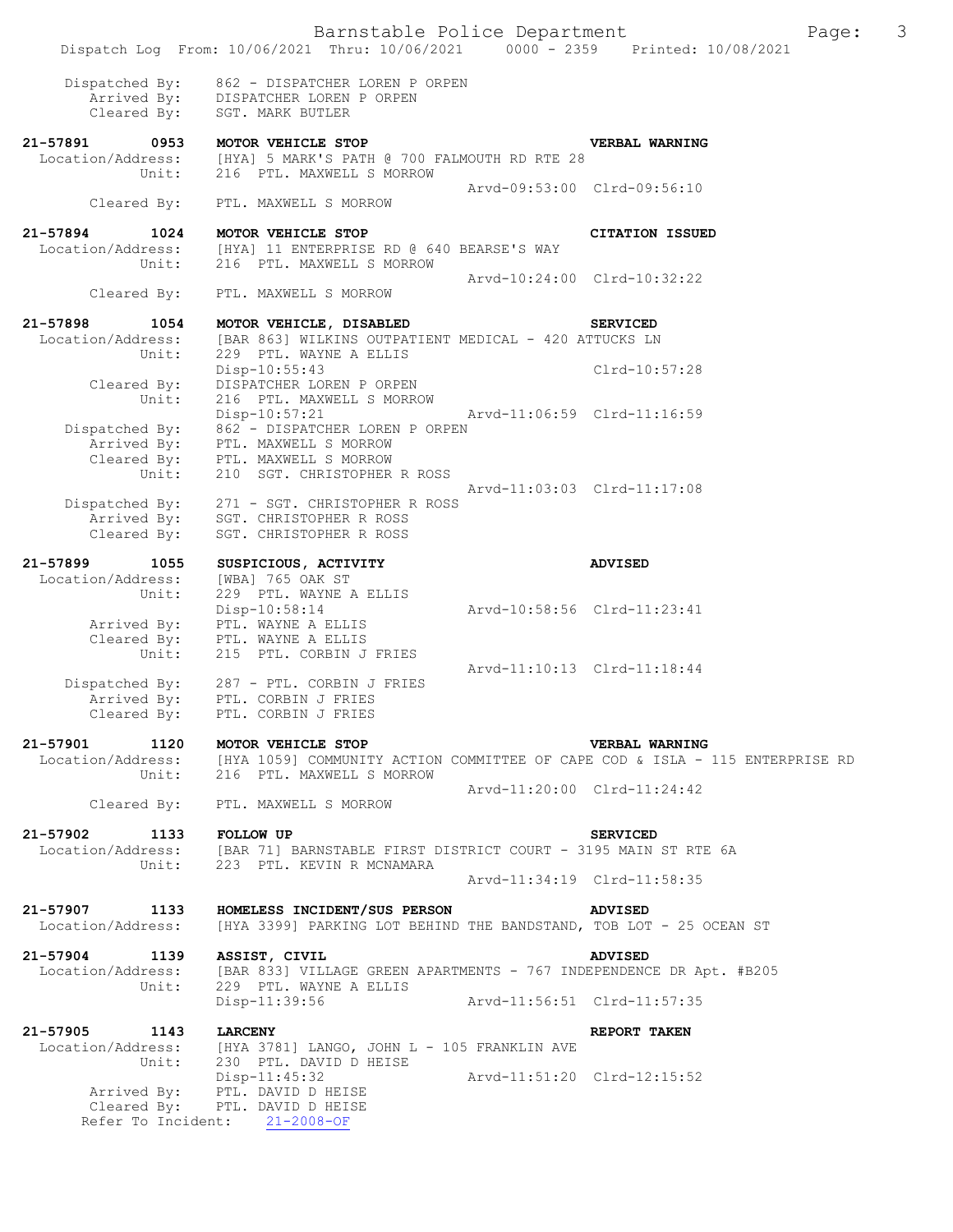Dispatched By: 862 - DISPATCHER LOREN P ORPEN
Arrived By: DISPATCHER LOREN P ORPEN
Cleared By: SGT. MARK BUTLER

**21-57891 0953 MOTOR VEHICLE STOP** — **VERBAL WARNING**
Location/Address: [HYA] 5 MARK'S PATH @ 700 FALMOUTH RD RTE 28
Unit: 216 PTL. MAXWELL S MORROW
Arvd-09:53:00 Clrd-09:56:10
Cleared By: PTL. MAXWELL S MORROW

**21-57894 1024 MOTOR VEHICLE STOP** — **CITATION ISSUED**
Location/Address: [HYA] 11 ENTERPRISE RD @ 640 BEARSE'S WAY
Unit: 216 PTL. MAXWELL S MORROW
Arvd-10:24:00 Clrd-10:32:22
Cleared By: PTL. MAXWELL S MORROW

**21-57898 1054 MOTOR VEHICLE, DISABLED** — **SERVICED**
Location/Address: [BAR 863] WILKINS OUTPATIENT MEDICAL - 420 ATTUCKS LN
Unit: 229 PTL. WAYNE A ELLIS
Disp-10:55:43 Clrd-10:57:28
Cleared By: DISPATCHER LOREN P ORPEN
Unit: 216 PTL. MAXWELL S MORROW
Disp-10:57:21 Arvd-11:06:59 Clrd-11:16:59
Dispatched By: 862 - DISPATCHER LOREN P ORPEN
Arrived By: PTL. MAXWELL S MORROW
Cleared By: PTL. MAXWELL S MORROW
Unit: 210 SGT. CHRISTOPHER R ROSS
Arvd-11:03:03 Clrd-11:17:08
Dispatched By: 271 - SGT. CHRISTOPHER R ROSS
Arrived By: SGT. CHRISTOPHER R ROSS
Cleared By: SGT. CHRISTOPHER R ROSS

**21-57899 1055 SUSPICIOUS, ACTIVITY** — **ADVISED**
Location/Address: [WBA] 765 OAK ST
Unit: 229 PTL. WAYNE A ELLIS
Disp-10:58:14 Arvd-10:58:56 Clrd-11:23:41
Arrived By: PTL. WAYNE A ELLIS
Cleared By: PTL. WAYNE A ELLIS
Unit: 215 PTL. CORBIN J FRIES
Arvd-11:10:13 Clrd-11:18:44
Dispatched By: 287 - PTL. CORBIN J FRIES
Arrived By: PTL. CORBIN J FRIES
Cleared By: PTL. CORBIN J FRIES

**21-57901 1120 MOTOR VEHICLE STOP** — **VERBAL WARNING**
Location/Address: [HYA 1059] COMMUNITY ACTION COMMITTEE OF CAPE COD & ISLA - 115 ENTERPRISE RD
Unit: 216 PTL. MAXWELL S MORROW
Arvd-11:20:00 Clrd-11:24:42
Cleared By: PTL. MAXWELL S MORROW

**21-57902 1133 FOLLOW UP** — **SERVICED**
Location/Address: [BAR 71] BARNSTABLE FIRST DISTRICT COURT - 3195 MAIN ST RTE 6A
Unit: 223 PTL. KEVIN R MCNAMARA
Arvd-11:34:19 Clrd-11:58:35

**21-57907 1133 HOMELESS INCIDENT/SUS PERSON** — **ADVISED**
Location/Address: [HYA 3399] PARKING LOT BEHIND THE BANDSTAND, TOB LOT - 25 OCEAN ST

**21-57904 1139 ASSIST, CIVIL** — **ADVISED**
Location/Address: [BAR 833] VILLAGE GREEN APARTMENTS - 767 INDEPENDENCE DR Apt. #B205
Unit: 229 PTL. WAYNE A ELLIS
Disp-11:39:56 Arvd-11:56:51 Clrd-11:57:35

**21-57905 1143 LARCENY** — **REPORT TAKEN**
Location/Address: [HYA 3781] LANGO, JOHN L - 105 FRANKLIN AVE
Unit: 230 PTL. DAVID D HEISE
Disp-11:45:32 Arvd-11:51:20 Clrd-12:15:52
Arrived By: PTL. DAVID D HEISE
Cleared By: PTL. DAVID D HEISE
Refer To Incident: 21-2008-OF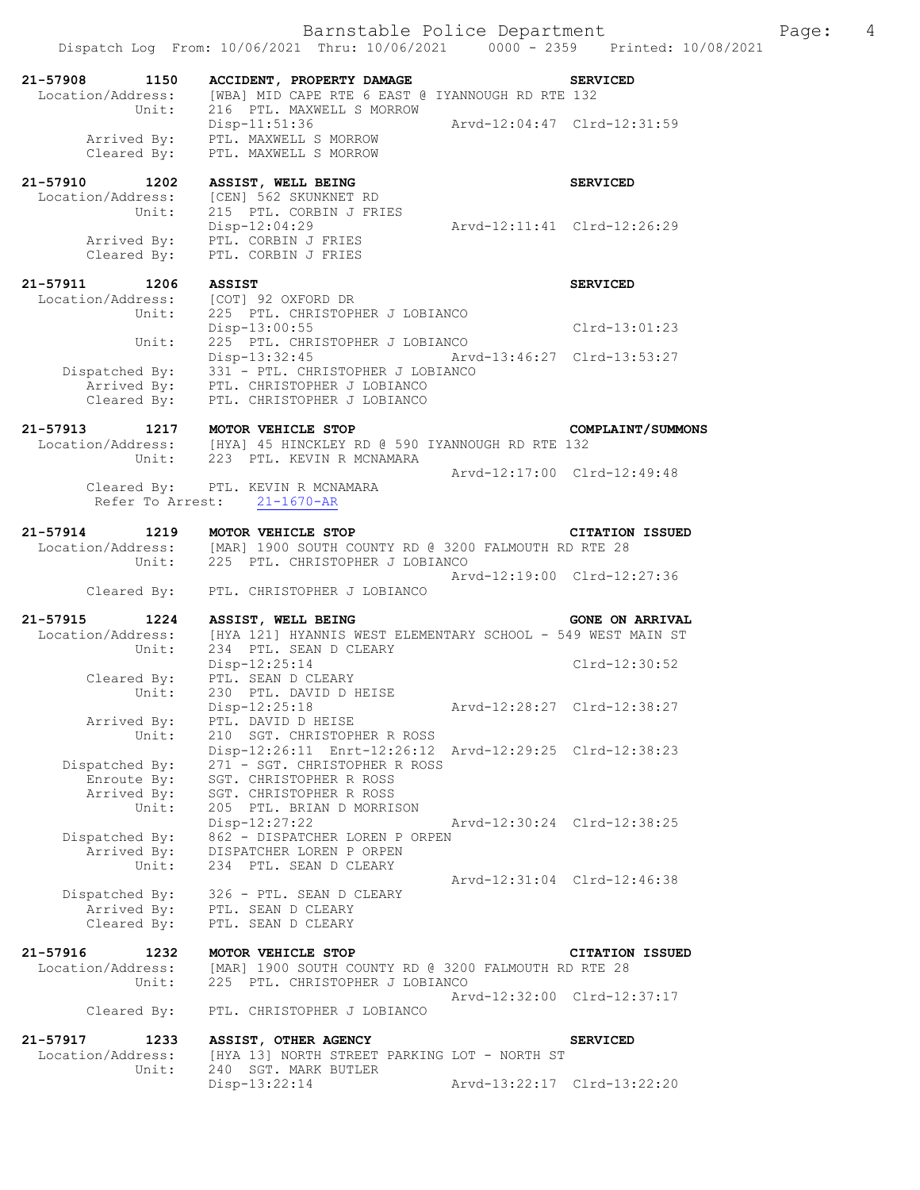```
21-57908        1150    ACCIDENT, PROPERTY DAMAGE                        SERVICED
 Location/Address:      [WBA] MID CAPE RTE 6 EAST @ IYANNOUGH RD RTE 132
            Unit:       216  PTL. MAXWELL S MORROW
                        Disp-11:51:36                 Arvd-12:04:47  Clrd-12:31:59
      Arrived By:       PTL. MAXWELL S MORROW
      Cleared By:       PTL. MAXWELL S MORROW

21-57910        1202    ASSIST, WELL BEING                               SERVICED
 Location/Address:      [CEN] 562 SKUNKNET RD
            Unit:       215  PTL. CORBIN J FRIES
                        Disp-12:04:29                 Arvd-12:11:41  Clrd-12:26:29
      Arrived By:       PTL. CORBIN J FRIES
      Cleared By:       PTL. CORBIN J FRIES

21-57911        1206    ASSIST                                           SERVICED
 Location/Address:      [COT] 92 OXFORD DR
            Unit:       225  PTL. CHRISTOPHER J LOBIANCO
                        Disp-13:00:55                                Clrd-13:01:23
            Unit:       225  PTL. CHRISTOPHER J LOBIANCO
                        Disp-13:32:45                 Arvd-13:46:27  Clrd-13:53:27
   Dispatched By:       331 - PTL. CHRISTOPHER J LOBIANCO
      Arrived By:       PTL. CHRISTOPHER J LOBIANCO
      Cleared By:       PTL. CHRISTOPHER J LOBIANCO

21-57913        1217    MOTOR VEHICLE STOP                               COMPLAINT/SUMMONS
 Location/Address:      [HYA] 45 HINCKLEY RD @ 590 IYANNOUGH RD RTE 132
            Unit:       223  PTL. KEVIN R MCNAMARA
                                                      Arvd-12:17:00  Clrd-12:49:48
      Cleared By:       PTL. KEVIN R MCNAMARA
   Refer To Arrest:     21-1670-AR

21-57914        1219    MOTOR VEHICLE STOP                               CITATION ISSUED
 Location/Address:      [MAR] 1900 SOUTH COUNTY RD @ 3200 FALMOUTH RD RTE 28
            Unit:       225  PTL. CHRISTOPHER J LOBIANCO
                                                      Arvd-12:19:00  Clrd-12:27:36
      Cleared By:       PTL. CHRISTOPHER J LOBIANCO

21-57915        1224    ASSIST, WELL BEING                               GONE ON ARRIVAL
 Location/Address:      [HYA 121] HYANNIS WEST ELEMENTARY SCHOOL - 549 WEST MAIN ST
            Unit:       234  PTL. SEAN D CLEARY
                        Disp-12:25:14                                Clrd-12:30:52
      Cleared By:       PTL. SEAN D CLEARY
            Unit:       230  PTL. DAVID D HEISE
                        Disp-12:25:18                 Arvd-12:28:27  Clrd-12:38:27
      Arrived By:       PTL. DAVID D HEISE
            Unit:       210  SGT. CHRISTOPHER R ROSS
                        Disp-12:26:11  Enrt-12:26:12  Arvd-12:29:25  Clrd-12:38:23
   Dispatched By:       271 - SGT. CHRISTOPHER R ROSS
       Enroute By:      SGT. CHRISTOPHER R ROSS
      Arrived By:       SGT. CHRISTOPHER R ROSS
            Unit:       205  PTL. BRIAN D MORRISON
                        Disp-12:27:22                 Arvd-12:30:24  Clrd-12:38:25
   Dispatched By:       862 - DISPATCHER LOREN P ORPEN
      Arrived By:       DISPATCHER LOREN P ORPEN
            Unit:       234  PTL. SEAN D CLEARY
                                                      Arvd-12:31:04  Clrd-12:46:38
   Dispatched By:       326 - PTL. SEAN D CLEARY
      Arrived By:       PTL. SEAN D CLEARY
      Cleared By:       PTL. SEAN D CLEARY

21-57916        1232    MOTOR VEHICLE STOP                               CITATION ISSUED
 Location/Address:      [MAR] 1900 SOUTH COUNTY RD @ 3200 FALMOUTH RD RTE 28
            Unit:       225  PTL. CHRISTOPHER J LOBIANCO
                                                      Arvd-12:32:00  Clrd-12:37:17
      Cleared By:       PTL. CHRISTOPHER J LOBIANCO

21-57917        1233    ASSIST, OTHER AGENCY                             SERVICED
 Location/Address:      [HYA 13] NORTH STREET PARKING LOT - NORTH ST
            Unit:       240  SGT. MARK BUTLER
                        Disp-13:22:14                 Arvd-13:22:17  Clrd-13:22:20
```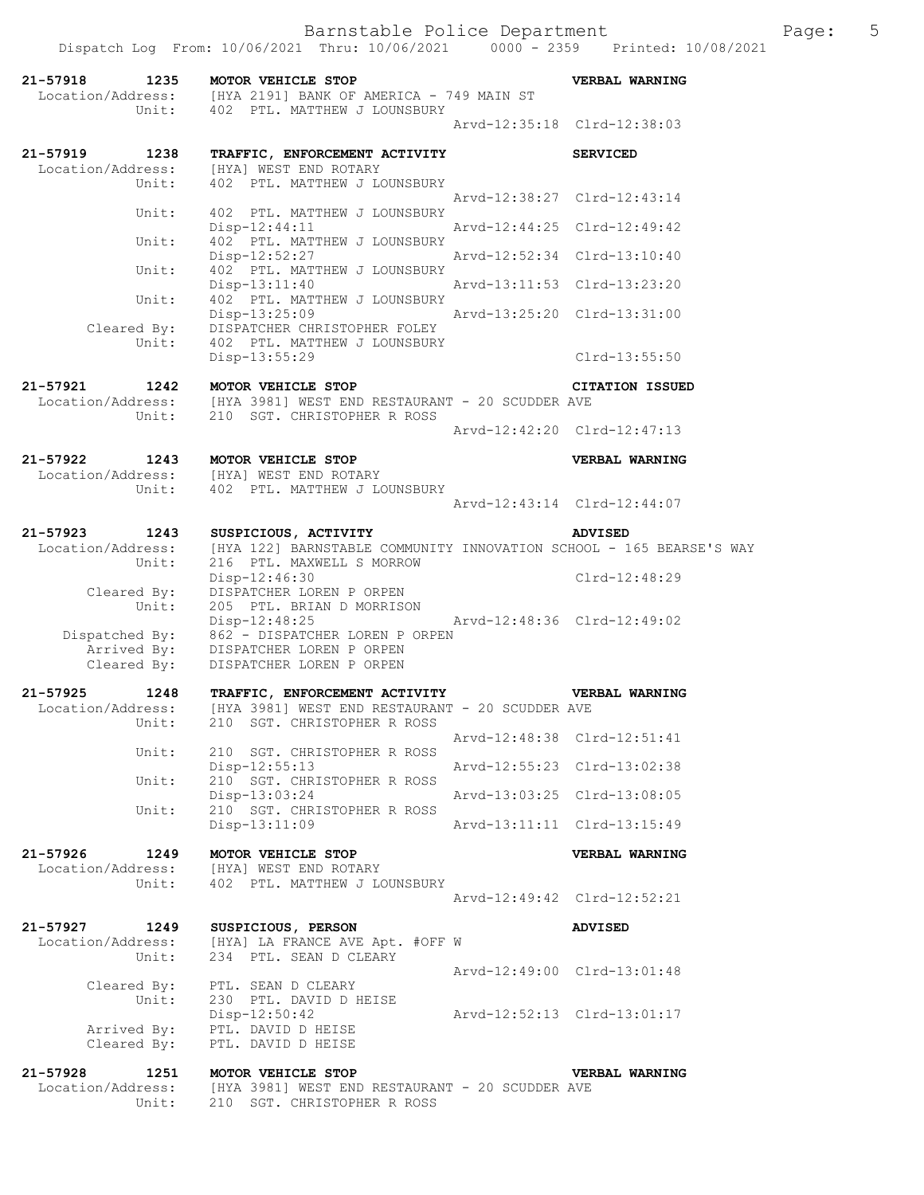```
21-57918    1235    MOTOR VEHICLE STOP                              VERBAL WARNING
 Location/Address:  [HYA 2191] BANK OF AMERICA - 749 MAIN ST
           Unit:    402  PTL. MATTHEW J LOUNSBURY
                                                 Arvd-12:35:18  Clrd-12:38:03

21-57919    1238    TRAFFIC, ENFORCEMENT ACTIVITY                   SERVICED
 Location/Address:  [HYA] WEST END ROTARY
           Unit:    402  PTL. MATTHEW J LOUNSBURY
                                                 Arvd-12:38:27  Clrd-12:43:14
           Unit:    402  PTL. MATTHEW J LOUNSBURY
                    Disp-12:44:11                Arvd-12:44:25  Clrd-12:49:42
           Unit:    402  PTL. MATTHEW J LOUNSBURY
                    Disp-12:52:27                Arvd-12:52:34  Clrd-13:10:40
           Unit:    402  PTL. MATTHEW J LOUNSBURY
                    Disp-13:11:40                Arvd-13:11:53  Clrd-13:23:20
           Unit:    402  PTL. MATTHEW J LOUNSBURY
                    Disp-13:25:09                Arvd-13:25:20  Clrd-13:31:00
      Cleared By:   DISPATCHER CHRISTOPHER FOLEY
           Unit:    402  PTL. MATTHEW J LOUNSBURY
                    Disp-13:55:29                               Clrd-13:55:50

21-57921    1242    MOTOR VEHICLE STOP                              CITATION ISSUED
 Location/Address:  [HYA 3981] WEST END RESTAURANT - 20 SCUDDER AVE
           Unit:    210  SGT. CHRISTOPHER R ROSS
                                                 Arvd-12:42:20  Clrd-12:47:13

21-57922    1243    MOTOR VEHICLE STOP                              VERBAL WARNING
 Location/Address:  [HYA] WEST END ROTARY
           Unit:    402  PTL. MATTHEW J LOUNSBURY
                                                 Arvd-12:43:14  Clrd-12:44:07

21-57923    1243    SUSPICIOUS, ACTIVITY                            ADVISED
 Location/Address:  [HYA 122] BARNSTABLE COMMUNITY INNOVATION SCHOOL - 165 BEARSE'S WAY
           Unit:    216  PTL. MAXWELL S MORROW
                    Disp-12:46:30                               Clrd-12:48:29
      Cleared By:   DISPATCHER LOREN P ORPEN
           Unit:    205  PTL. BRIAN D MORRISON
                    Disp-12:48:25                Arvd-12:48:36  Clrd-12:49:02
   Dispatched By:   862 - DISPATCHER LOREN P ORPEN
      Arrived By:   DISPATCHER LOREN P ORPEN
      Cleared By:   DISPATCHER LOREN P ORPEN

21-57925    1248    TRAFFIC, ENFORCEMENT ACTIVITY                   VERBAL WARNING
 Location/Address:  [HYA 3981] WEST END RESTAURANT - 20 SCUDDER AVE
           Unit:    210  SGT. CHRISTOPHER R ROSS
                                                 Arvd-12:48:38  Clrd-12:51:41
           Unit:    210  SGT. CHRISTOPHER R ROSS
                    Disp-12:55:13                Arvd-12:55:23  Clrd-13:02:38
           Unit:    210  SGT. CHRISTOPHER R ROSS
                    Disp-13:03:24                Arvd-13:03:25  Clrd-13:08:05
           Unit:    210  SGT. CHRISTOPHER R ROSS
                    Disp-13:11:09                Arvd-13:11:11  Clrd-13:15:49

21-57926    1249    MOTOR VEHICLE STOP                              VERBAL WARNING
 Location/Address:  [HYA] WEST END ROTARY
           Unit:    402  PTL. MATTHEW J LOUNSBURY
                                                 Arvd-12:49:42  Clrd-12:52:21

21-57927    1249    SUSPICIOUS, PERSON                              ADVISED
 Location/Address:  [HYA] LA FRANCE AVE Apt. #OFF W
           Unit:    234  PTL. SEAN D CLEARY
                                                 Arvd-12:49:00  Clrd-13:01:48
      Cleared By:   PTL. SEAN D CLEARY
           Unit:    230  PTL. DAVID D HEISE
                    Disp-12:50:42                Arvd-12:52:13  Clrd-13:01:17
      Arrived By:   PTL. DAVID D HEISE
      Cleared By:   PTL. DAVID D HEISE

21-57928    1251    MOTOR VEHICLE STOP                              VERBAL WARNING
 Location/Address:  [HYA 3981] WEST END RESTAURANT - 20 SCUDDER AVE
           Unit:    210  SGT. CHRISTOPHER R ROSS
```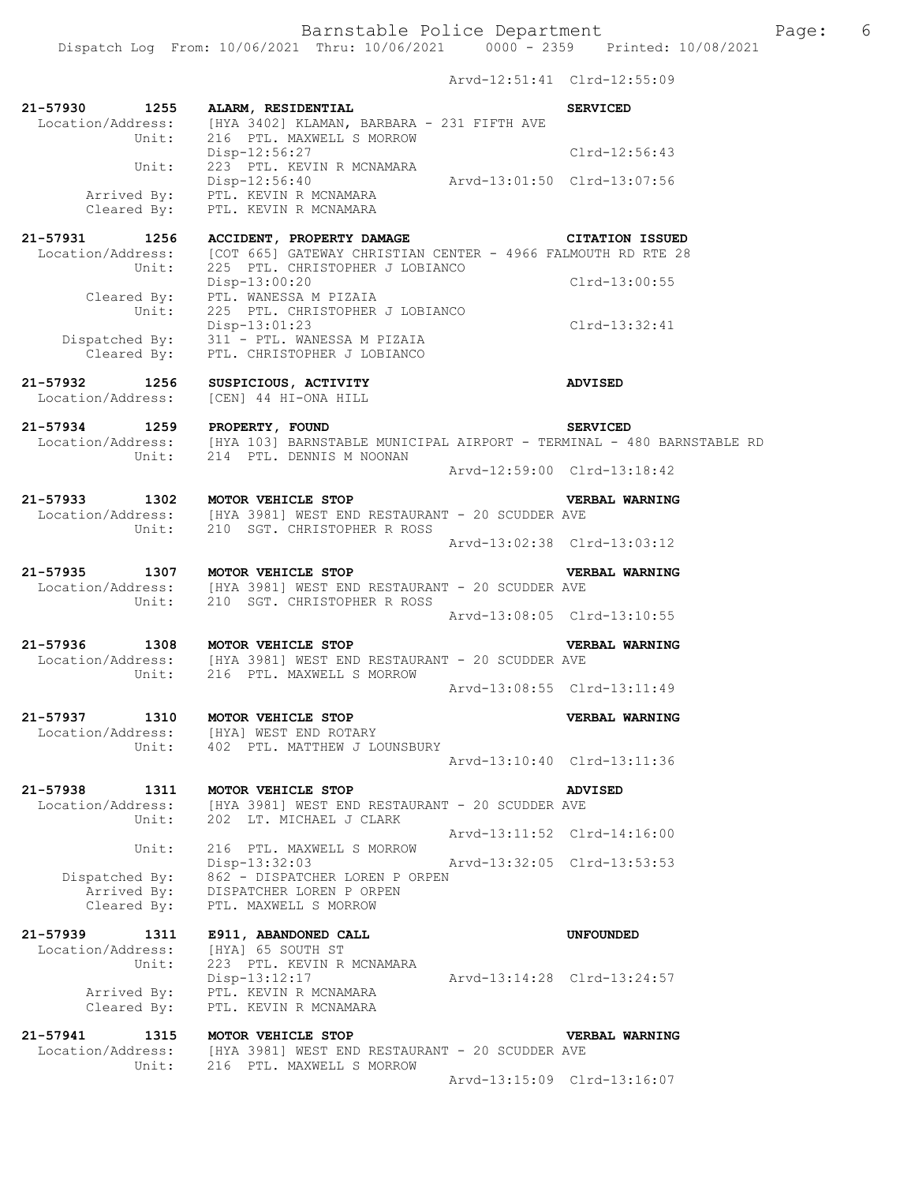Arvd-12:51:41 Clrd-12:55:09

```
21-57930      1255   ALARM, RESIDENTIAL                                    SERVICED
 Location/Address:   [HYA 3402] KLAMAN, BARBARA - 231 FIFTH AVE
            Unit:    216  PTL. MAXWELL S MORROW
                     Disp-12:56:27                                         Clrd-12:56:43
            Unit:    223  PTL. KEVIN R MCNAMARA
                     Disp-12:56:40                     Arvd-13:01:50 Clrd-13:07:56
      Arrived By:    PTL. KEVIN R MCNAMARA
      Cleared By:    PTL. KEVIN R MCNAMARA

21-57931      1256   ACCIDENT, PROPERTY DAMAGE                             CITATION ISSUED
 Location/Address:   [COT 665] GATEWAY CHRISTIAN CENTER - 4966 FALMOUTH RD RTE 28
            Unit:    225  PTL. CHRISTOPHER J LOBIANCO
                     Disp-13:00:20                                         Clrd-13:00:55
      Cleared By:    PTL. WANESSA M PIZAIA
            Unit:    225  PTL. CHRISTOPHER J LOBIANCO
                     Disp-13:01:23                                         Clrd-13:32:41
   Dispatched By:    311 - PTL. WANESSA M PIZAIA
      Cleared By:    PTL. CHRISTOPHER J LOBIANCO

21-57932      1256   SUSPICIOUS, ACTIVITY                                  ADVISED
 Location/Address:   [CEN] 44 HI-ONA HILL

21-57934      1259   PROPERTY, FOUND                                       SERVICED
 Location/Address:   [HYA 103] BARNSTABLE MUNICIPAL AIRPORT - TERMINAL - 480 BARNSTABLE RD
            Unit:    214  PTL. DENNIS M NOONAN
                                                       Arvd-12:59:00 Clrd-13:18:42

21-57933      1302   MOTOR VEHICLE STOP                                    VERBAL WARNING
 Location/Address:   [HYA 3981] WEST END RESTAURANT - 20 SCUDDER AVE
            Unit:    210  SGT. CHRISTOPHER R ROSS
                                                       Arvd-13:02:38 Clrd-13:03:12

21-57935      1307   MOTOR VEHICLE STOP                                    VERBAL WARNING
 Location/Address:   [HYA 3981] WEST END RESTAURANT - 20 SCUDDER AVE
            Unit:    210  SGT. CHRISTOPHER R ROSS
                                                       Arvd-13:08:05 Clrd-13:10:55

21-57936      1308   MOTOR VEHICLE STOP                                    VERBAL WARNING
 Location/Address:   [HYA 3981] WEST END RESTAURANT - 20 SCUDDER AVE
            Unit:    216  PTL. MAXWELL S MORROW
                                                       Arvd-13:08:55 Clrd-13:11:49

21-57937      1310   MOTOR VEHICLE STOP                                    VERBAL WARNING
 Location/Address:   [HYA] WEST END ROTARY
            Unit:    402  PTL. MATTHEW J LOUNSBURY
                                                       Arvd-13:10:40 Clrd-13:11:36

21-57938      1311   MOTOR VEHICLE STOP                                    ADVISED
 Location/Address:   [HYA 3981] WEST END RESTAURANT - 20 SCUDDER AVE
            Unit:    202  LT. MICHAEL J CLARK
                                                       Arvd-13:11:52 Clrd-14:16:00
            Unit:    216  PTL. MAXWELL S MORROW
                     Disp-13:32:03                     Arvd-13:32:05 Clrd-13:53:53
   Dispatched By:    862 - DISPATCHER LOREN P ORPEN
      Arrived By:    DISPATCHER LOREN P ORPEN
      Cleared By:    PTL. MAXWELL S MORROW

21-57939      1311   E911, ABANDONED CALL                                  UNFOUNDED
 Location/Address:   [HYA] 65 SOUTH ST
            Unit:    223  PTL. KEVIN R MCNAMARA
                     Disp-13:12:17                     Arvd-13:14:28 Clrd-13:24:57
      Arrived By:    PTL. KEVIN R MCNAMARA
      Cleared By:    PTL. KEVIN R MCNAMARA

21-57941      1315   MOTOR VEHICLE STOP                                    VERBAL WARNING
 Location/Address:   [HYA 3981] WEST END RESTAURANT - 20 SCUDDER AVE
            Unit:    216  PTL. MAXWELL S MORROW
                                                       Arvd-13:15:09 Clrd-13:16:07
```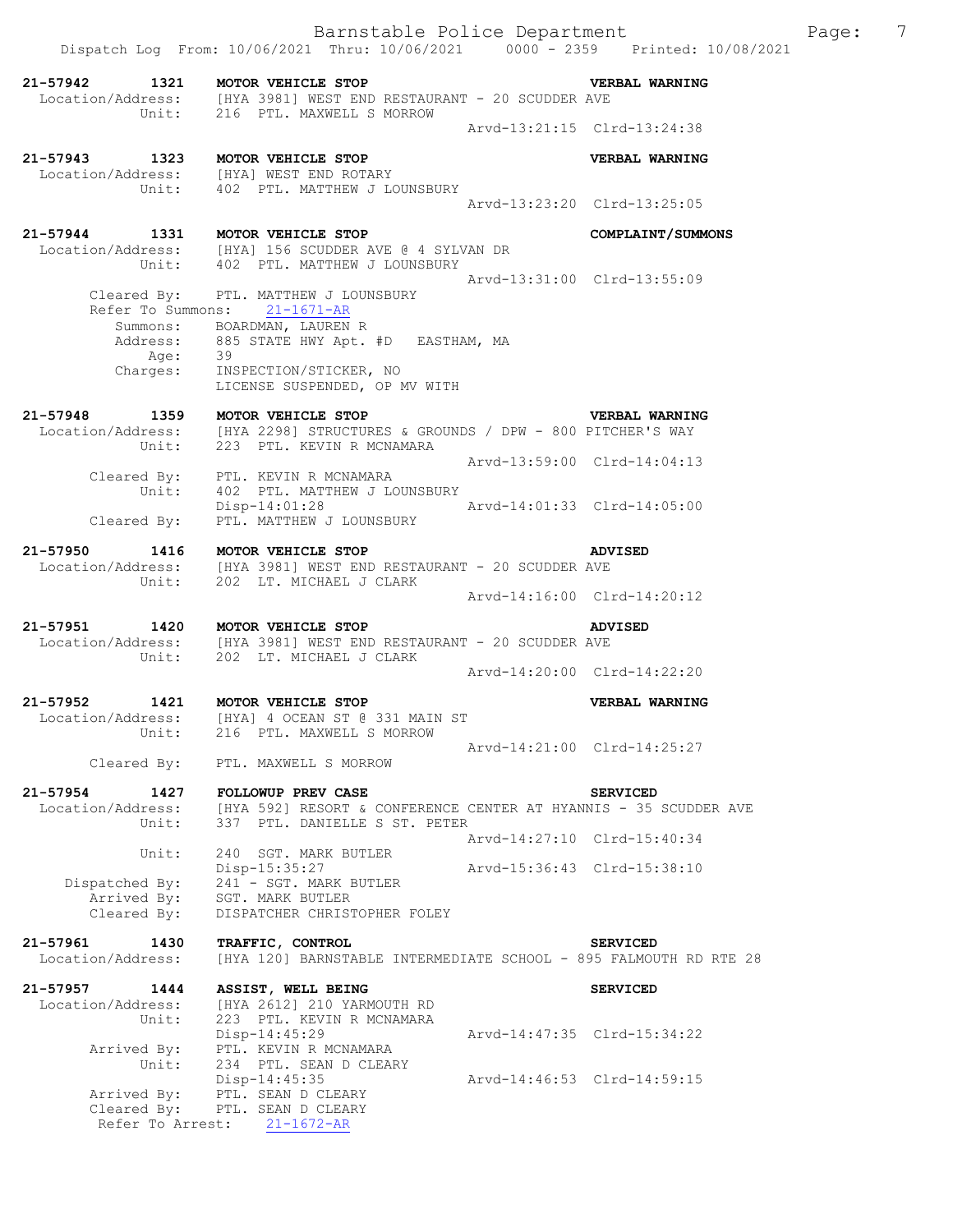```
21-57942        1321    MOTOR VEHICLE STOP                              VERBAL WARNING
  Location/Address:     [HYA 3981] WEST END RESTAURANT - 20 SCUDDER AVE
             Unit:      216  PTL. MAXWELL S MORROW
                                                    Arvd-13:21:15  Clrd-13:24:38

21-57943        1323    MOTOR VEHICLE STOP                              VERBAL WARNING
  Location/Address:     [HYA] WEST END ROTARY
             Unit:      402  PTL. MATTHEW J LOUNSBURY
                                                    Arvd-13:23:20  Clrd-13:25:05

21-57944        1331    MOTOR VEHICLE STOP                              COMPLAINT/SUMMONS
  Location/Address:     [HYA] 156 SCUDDER AVE @ 4 SYLVAN DR
             Unit:      402  PTL. MATTHEW J LOUNSBURY
                                                    Arvd-13:31:00  Clrd-13:55:09
        Cleared By:     PTL. MATTHEW J LOUNSBURY
        Refer To Summons:    21-1671-AR
           Summons:     BOARDMAN, LAUREN R
           Address:     885 STATE HWY Apt. #D   EASTHAM, MA
               Age:     39
           Charges:     INSPECTION/STICKER, NO
                        LICENSE SUSPENDED, OP MV WITH

21-57948        1359    MOTOR VEHICLE STOP                              VERBAL WARNING
  Location/Address:     [HYA 2298] STRUCTURES & GROUNDS / DPW - 800 PITCHER'S WAY
             Unit:      223  PTL. KEVIN R MCNAMARA
                                                    Arvd-13:59:00  Clrd-14:04:13
        Cleared By:     PTL. KEVIN R MCNAMARA
             Unit:      402  PTL. MATTHEW J LOUNSBURY
                        Disp-14:01:28               Arvd-14:01:33  Clrd-14:05:00
        Cleared By:     PTL. MATTHEW J LOUNSBURY

21-57950        1416    MOTOR VEHICLE STOP                              ADVISED
  Location/Address:     [HYA 3981] WEST END RESTAURANT - 20 SCUDDER AVE
             Unit:      202  LT. MICHAEL J CLARK
                                                    Arvd-14:16:00  Clrd-14:20:12

21-57951        1420    MOTOR VEHICLE STOP                              ADVISED
  Location/Address:     [HYA 3981] WEST END RESTAURANT - 20 SCUDDER AVE
             Unit:      202  LT. MICHAEL J CLARK
                                                    Arvd-14:20:00  Clrd-14:22:20

21-57952        1421    MOTOR VEHICLE STOP                              VERBAL WARNING
  Location/Address:     [HYA] 4 OCEAN ST @ 331 MAIN ST
             Unit:      216  PTL. MAXWELL S MORROW
                                                    Arvd-14:21:00  Clrd-14:25:27
        Cleared By:     PTL. MAXWELL S MORROW

21-57954        1427    FOLLOWUP PREV CASE                              SERVICED
  Location/Address:     [HYA 592] RESORT & CONFERENCE CENTER AT HYANNIS - 35 SCUDDER AVE
             Unit:      337  PTL. DANIELLE S ST. PETER
                                                    Arvd-14:27:10  Clrd-15:40:34
             Unit:      240  SGT. MARK BUTLER
                        Disp-15:35:27               Arvd-15:36:43  Clrd-15:38:10
     Dispatched By:     241 - SGT. MARK BUTLER
        Arrived By:     SGT. MARK BUTLER
        Cleared By:     DISPATCHER CHRISTOPHER FOLEY

21-57961        1430    TRAFFIC, CONTROL                                SERVICED
  Location/Address:     [HYA 120] BARNSTABLE INTERMEDIATE SCHOOL - 895 FALMOUTH RD RTE 28

21-57957        1444    ASSIST, WELL BEING                              SERVICED
  Location/Address:     [HYA 2612] 210 YARMOUTH RD
             Unit:      223  PTL. KEVIN R MCNAMARA
                        Disp-14:45:29               Arvd-14:47:35  Clrd-15:34:22
        Arrived By:     PTL. KEVIN R MCNAMARA
             Unit:      234  PTL. SEAN D CLEARY
                        Disp-14:45:35               Arvd-14:46:53  Clrd-14:59:15
        Arrived By:     PTL. SEAN D CLEARY
        Cleared By:     PTL. SEAN D CLEARY
         Refer To Arrest:    21-1672-AR
```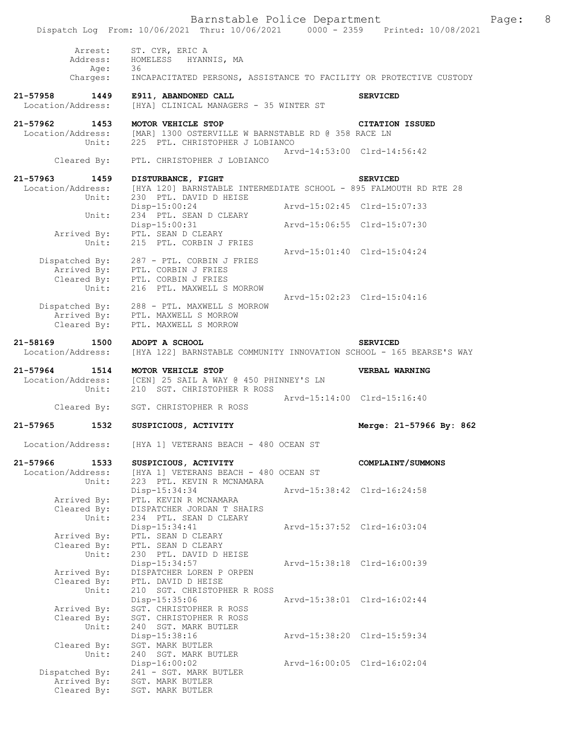```
        Arrest:    ST. CYR, ERIC A
       Address:    HOMELESS  HYANNIS, MA
           Age:    36
       Charges:    INCAPACITATED PERSONS, ASSISTANCE TO FACILITY OR PROTECTIVE CUSTODY

21-57958      1449   E911, ABANDONED CALL                              SERVICED
 Location/Address:   [HYA] CLINICAL MANAGERS - 35 WINTER ST

21-57962      1453   MOTOR VEHICLE STOP                                CITATION ISSUED
 Location/Address:   [MAR] 1300 OSTERVILLE W BARNSTABLE RD @ 358 RACE LN
            Unit:    225  PTL. CHRISTOPHER J LOBIANCO
                                                   Arvd-14:53:00  Clrd-14:56:42
      Cleared By:    PTL. CHRISTOPHER J LOBIANCO

21-57963      1459   DISTURBANCE, FIGHT                                SERVICED
 Location/Address:   [HYA 120] BARNSTABLE INTERMEDIATE SCHOOL - 895 FALMOUTH RD RTE 28
            Unit:    230  PTL. DAVID D HEISE
                     Disp-15:00:24                 Arvd-15:02:45  Clrd-15:07:33
            Unit:    234  PTL. SEAN D CLEARY
                     Disp-15:00:31                 Arvd-15:06:55  Clrd-15:07:30
      Arrived By:    PTL. SEAN D CLEARY
            Unit:    215  PTL. CORBIN J FRIES
                                                   Arvd-15:01:40  Clrd-15:04:24
   Dispatched By:    287 - PTL. CORBIN J FRIES
      Arrived By:    PTL. CORBIN J FRIES
      Cleared By:    PTL. CORBIN J FRIES
            Unit:    216  PTL. MAXWELL S MORROW
                                                   Arvd-15:02:23  Clrd-15:04:16
   Dispatched By:    288 - PTL. MAXWELL S MORROW
      Arrived By:    PTL. MAXWELL S MORROW
      Cleared By:    PTL. MAXWELL S MORROW

21-58169      1500   ADOPT A SCHOOL                                    SERVICED
 Location/Address:   [HYA 122] BARNSTABLE COMMUNITY INNOVATION SCHOOL - 165 BEARSE'S WAY

21-57964      1514   MOTOR VEHICLE STOP                                VERBAL WARNING
 Location/Address:   [CEN] 25 SAIL A WAY @ 450 PHINNEY'S LN
            Unit:    210  SGT. CHRISTOPHER R ROSS
                                                   Arvd-15:14:00  Clrd-15:16:40
      Cleared By:    SGT. CHRISTOPHER R ROSS

21-57965      1532   SUSPICIOUS, ACTIVITY                              Merge: 21-57966 By: 862

 Location/Address:   [HYA 1] VETERANS BEACH - 480 OCEAN ST

21-57966      1533   SUSPICIOUS, ACTIVITY                              COMPLAINT/SUMMONS
 Location/Address:   [HYA 1] VETERANS BEACH - 480 OCEAN ST
            Unit:    223  PTL. KEVIN R MCNAMARA
                     Disp-15:34:34                 Arvd-15:38:42  Clrd-16:24:58
      Arrived By:    PTL. KEVIN R MCNAMARA
      Cleared By:    DISPATCHER JORDAN T SHAIRS
            Unit:    234  PTL. SEAN D CLEARY
                     Disp-15:34:41                 Arvd-15:37:52  Clrd-16:03:04
      Arrived By:    PTL. SEAN D CLEARY
      Cleared By:    PTL. SEAN D CLEARY
            Unit:    230  PTL. DAVID D HEISE
                     Disp-15:34:57                 Arvd-15:38:18  Clrd-16:00:39
      Arrived By:    DISPATCHER LOREN P ORPEN
      Cleared By:    PTL. DAVID D HEISE
            Unit:    210  SGT. CHRISTOPHER R ROSS
                     Disp-15:35:06                 Arvd-15:38:01  Clrd-16:02:44
      Arrived By:    SGT. CHRISTOPHER R ROSS
      Cleared By:    SGT. CHRISTOPHER R ROSS
            Unit:    240  SGT. MARK BUTLER
                     Disp-15:38:16                 Arvd-15:38:20  Clrd-15:59:34
      Cleared By:    SGT. MARK BUTLER
            Unit:    240  SGT. MARK BUTLER
                     Disp-16:00:02                 Arvd-16:00:05  Clrd-16:02:04
   Dispatched By:    241 - SGT. MARK BUTLER
      Arrived By:    SGT. MARK BUTLER
      Cleared By:    SGT. MARK BUTLER
```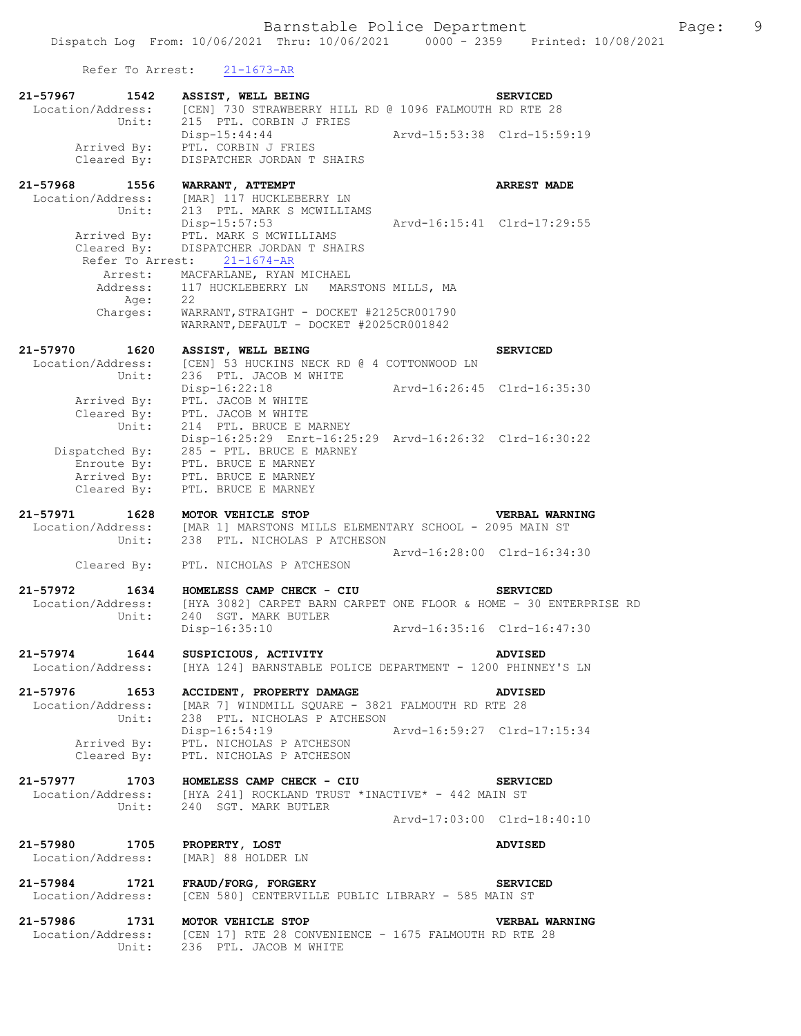Refer To Arrest: 21-1673-AR

**21-57967 1542 ASSIST, WELL BEING** **SERVICED**
Location/Address: [CEN] 730 STRAWBERRY HILL RD @ 1096 FALMOUTH RD RTE 28
Unit: 215 PTL. CORBIN J FRIES
Disp-15:44:44 Arvd-15:53:38 Clrd-15:59:19
Arrived By: PTL. CORBIN J FRIES
Cleared By: DISPATCHER JORDAN T SHAIRS

**21-57968 1556 WARRANT, ATTEMPT** **ARREST MADE**
Location/Address: [MAR] 117 HUCKLEBERRY LN
Unit: 213 PTL. MARK S MCWILLIAMS
Disp-15:57:53 Arvd-16:15:41 Clrd-17:29:55
Arrived By: PTL. MARK S MCWILLIAMS
Cleared By: DISPATCHER JORDAN T SHAIRS
Refer To Arrest: 21-1674-AR
Arrest: MACFARLANE, RYAN MICHAEL
Address: 117 HUCKLEBERRY LN MARSTONS MILLS, MA
Age: 22
Charges: WARRANT,STRAIGHT - DOCKET #2125CR001790
WARRANT,DEFAULT - DOCKET #2025CR001842

**21-57970 1620 ASSIST, WELL BEING** **SERVICED**
Location/Address: [CEN] 53 HUCKINS NECK RD @ 4 COTTONWOOD LN
Unit: 236 PTL. JACOB M WHITE
Disp-16:22:18 Arvd-16:26:45 Clrd-16:35:30
Arrived By: PTL. JACOB M WHITE
Cleared By: PTL. JACOB M WHITE
Unit: 214 PTL. BRUCE E MARNEY
Disp-16:25:29 Enrt-16:25:29 Arvd-16:26:32 Clrd-16:30:22
Dispatched By: 285 - PTL. BRUCE E MARNEY
Enroute By: PTL. BRUCE E MARNEY
Arrived By: PTL. BRUCE E MARNEY
Cleared By: PTL. BRUCE E MARNEY

**21-57971 1628 MOTOR VEHICLE STOP** **VERBAL WARNING**
Location/Address: [MAR 1] MARSTONS MILLS ELEMENTARY SCHOOL - 2095 MAIN ST
Unit: 238 PTL. NICHOLAS P ATCHESON
Arvd-16:28:00 Clrd-16:34:30
Cleared By: PTL. NICHOLAS P ATCHESON

**21-57972 1634 HOMELESS CAMP CHECK - CIU** **SERVICED**
Location/Address: [HYA 3082] CARPET BARN CARPET ONE FLOOR & HOME - 30 ENTERPRISE RD
Unit: 240 SGT. MARK BUTLER
Disp-16:35:10 Arvd-16:35:16 Clrd-16:47:30

**21-57974 1644 SUSPICIOUS, ACTIVITY** **ADVISED**
Location/Address: [HYA 124] BARNSTABLE POLICE DEPARTMENT - 1200 PHINNEY'S LN

**21-57976 1653 ACCIDENT, PROPERTY DAMAGE** **ADVISED**
Location/Address: [MAR 7] WINDMILL SQUARE - 3821 FALMOUTH RD RTE 28
Unit: 238 PTL. NICHOLAS P ATCHESON
Disp-16:54:19 Arvd-16:59:27 Clrd-17:15:34
Arrived By: PTL. NICHOLAS P ATCHESON
Cleared By: PTL. NICHOLAS P ATCHESON

**21-57977 1703 HOMELESS CAMP CHECK - CIU** **SERVICED**
Location/Address: [HYA 241] ROCKLAND TRUST *INACTIVE* - 442 MAIN ST
Unit: 240 SGT. MARK BUTLER
Arvd-17:03:00 Clrd-18:40:10

**21-57980 1705 PROPERTY, LOST** **ADVISED**
Location/Address: [MAR] 88 HOLDER LN

**21-57984 1721 FRAUD/FORG, FORGERY** **SERVICED**
Location/Address: [CEN 580] CENTERVILLE PUBLIC LIBRARY - 585 MAIN ST

**21-57986 1731 MOTOR VEHICLE STOP** **VERBAL WARNING**
Location/Address: [CEN 17] RTE 28 CONVENIENCE - 1675 FALMOUTH RD RTE 28
Unit: 236 PTL. JACOB M WHITE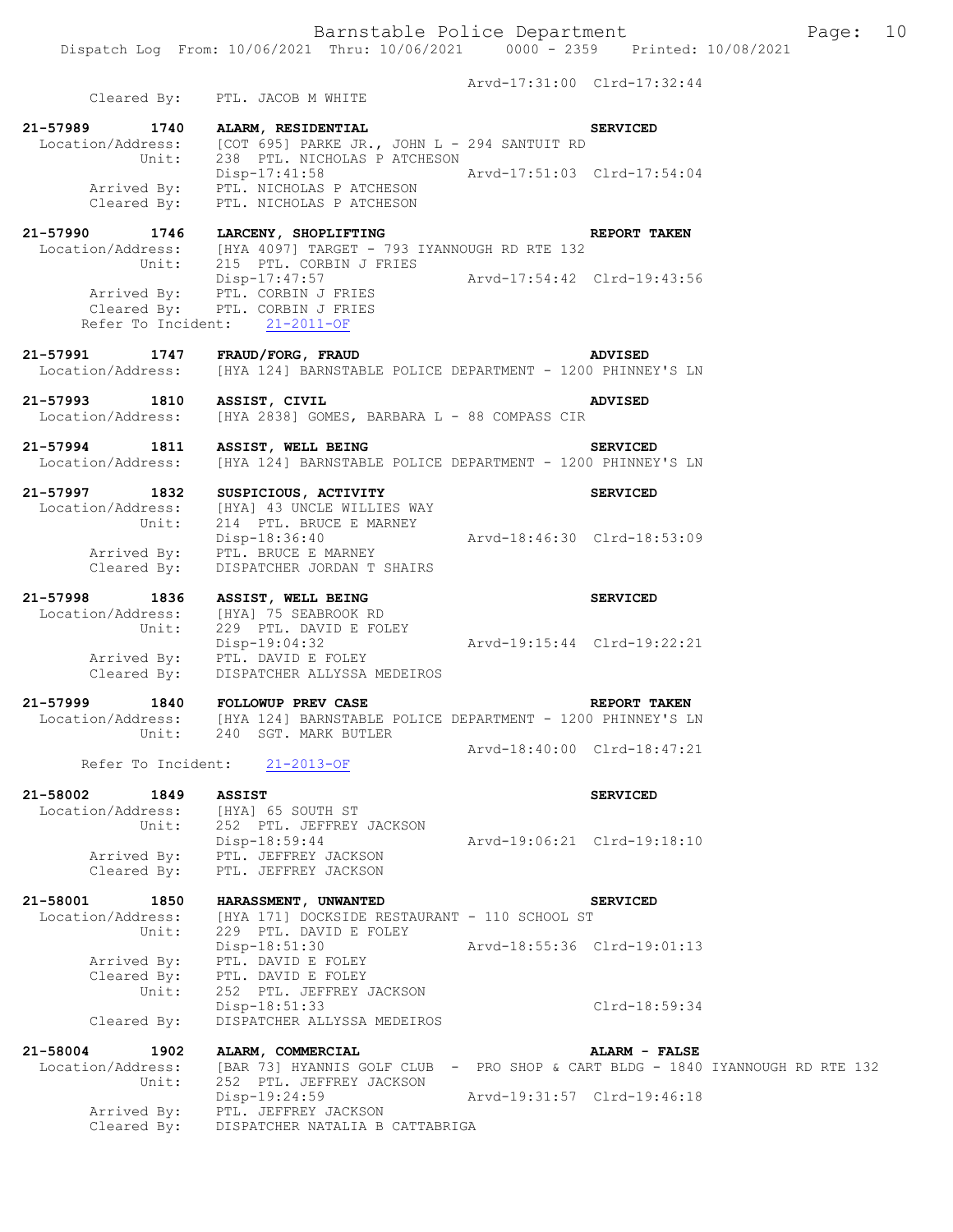```
                                                      Arvd-17:31:00  Clrd-17:32:44
        Cleared By:     PTL. JACOB M WHITE

21-57989        1740    ALARM, RESIDENTIAL                                  SERVICED
  Location/Address:     [COT 695] PARKE JR., JOHN L - 294 SANTUIT RD
              Unit:     238  PTL. NICHOLAS P ATCHESON
                        Disp-17:41:58                 Arvd-17:51:03  Clrd-17:54:04
        Arrived By:     PTL. NICHOLAS P ATCHESON
        Cleared By:     PTL. NICHOLAS P ATCHESON

21-57990        1746    LARCENY, SHOPLIFTING                                REPORT TAKEN
  Location/Address:     [HYA 4097] TARGET - 793 IYANNOUGH RD RTE 132
              Unit:     215  PTL. CORBIN J FRIES
                        Disp-17:47:57                 Arvd-17:54:42  Clrd-19:43:56
        Arrived By:     PTL. CORBIN J FRIES
        Cleared By:     PTL. CORBIN J FRIES
    Refer To Incident:     21-2011-OF

21-57991        1747    FRAUD/FORG, FRAUD                                   ADVISED
  Location/Address:     [HYA 124] BARNSTABLE POLICE DEPARTMENT - 1200 PHINNEY'S LN

21-57993        1810    ASSIST, CIVIL                                       ADVISED
  Location/Address:     [HYA 2838] GOMES, BARBARA L - 88 COMPASS CIR

21-57994        1811    ASSIST, WELL BEING                                  SERVICED
  Location/Address:     [HYA 124] BARNSTABLE POLICE DEPARTMENT - 1200 PHINNEY'S LN

21-57997        1832    SUSPICIOUS, ACTIVITY                                SERVICED
  Location/Address:     [HYA] 43 UNCLE WILLIES WAY
              Unit:     214  PTL. BRUCE E MARNEY
                        Disp-18:36:40                 Arvd-18:46:30  Clrd-18:53:09
        Arrived By:     PTL. BRUCE E MARNEY
        Cleared By:     DISPATCHER JORDAN T SHAIRS

21-57998        1836    ASSIST, WELL BEING                                  SERVICED
  Location/Address:     [HYA] 75 SEABROOK RD
              Unit:     229  PTL. DAVID E FOLEY
                        Disp-19:04:32                 Arvd-19:15:44  Clrd-19:22:21
        Arrived By:     PTL. DAVID E FOLEY
        Cleared By:     DISPATCHER ALLYSSA MEDEIROS

21-57999        1840    FOLLOWUP PREV CASE                                  REPORT TAKEN
  Location/Address:     [HYA 124] BARNSTABLE POLICE DEPARTMENT - 1200 PHINNEY'S LN
              Unit:     240  SGT. MARK BUTLER
                                                      Arvd-18:40:00  Clrd-18:47:21
    Refer To Incident:     21-2013-OF

21-58002        1849    ASSIST                                              SERVICED
  Location/Address:     [HYA] 65 SOUTH ST
              Unit:     252  PTL. JEFFREY JACKSON
                        Disp-18:59:44                 Arvd-19:06:21  Clrd-19:18:10
        Arrived By:     PTL. JEFFREY JACKSON
        Cleared By:     PTL. JEFFREY JACKSON

21-58001        1850    HARASSMENT, UNWANTED                                SERVICED
  Location/Address:     [HYA 171] DOCKSIDE RESTAURANT - 110 SCHOOL ST
              Unit:     229  PTL. DAVID E FOLEY
                        Disp-18:51:30                 Arvd-18:55:36  Clrd-19:01:13
        Arrived By:     PTL. DAVID E FOLEY
        Cleared By:     PTL. DAVID E FOLEY
              Unit:     252  PTL. JEFFREY JACKSON
                        Disp-18:51:33                                Clrd-18:59:34
        Cleared By:     DISPATCHER ALLYSSA MEDEIROS

21-58004        1902    ALARM, COMMERCIAL                                   ALARM - FALSE
  Location/Address:     [BAR 73] HYANNIS GOLF CLUB  - PRO SHOP & CART BLDG - 1840 IYANNOUGH RD RTE 132
              Unit:     252  PTL. JEFFREY JACKSON
                        Disp-19:24:59                 Arvd-19:31:57  Clrd-19:46:18
        Arrived By:     PTL. JEFFREY JACKSON
        Cleared By:     DISPATCHER NATALIA B CATTABRIGA
```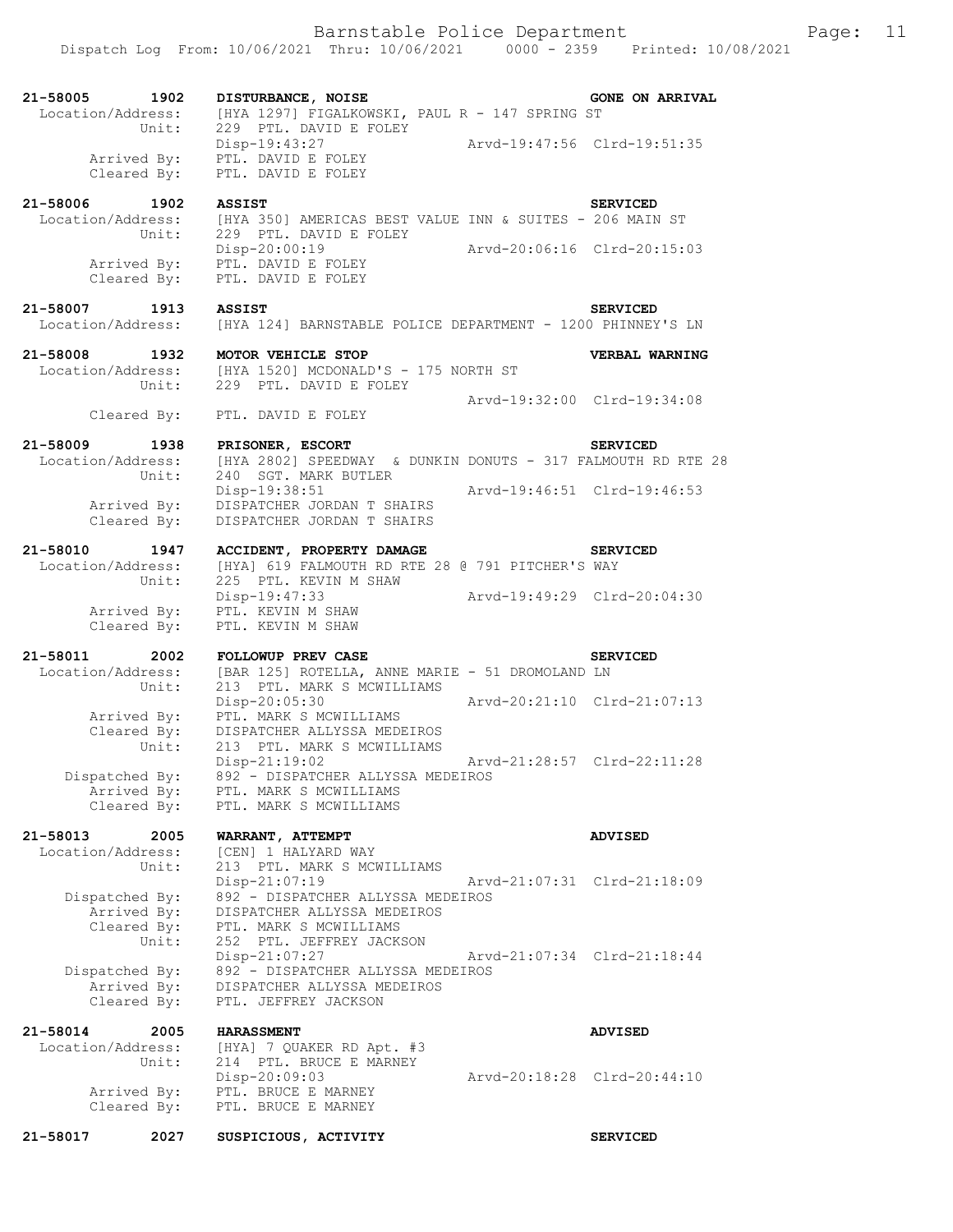**21-58005 1902 DISTURBANCE, NOISE** GONE ON ARRIVAL
Location/Address: [HYA 1297] FIGALKOWSKI, PAUL R - 147 SPRING ST
Unit: 229 PTL. DAVID E FOLEY
Disp-19:43:27 Arvd-19:47:56 Clrd-19:51:35
Arrived By: PTL. DAVID E FOLEY
Cleared By: PTL. DAVID E FOLEY

**21-58006 1902 ASSIST** SERVICED
Location/Address: [HYA 350] AMERICAS BEST VALUE INN & SUITES - 206 MAIN ST
Unit: 229 PTL. DAVID E FOLEY
Disp-20:00:19 Arvd-20:06:16 Clrd-20:15:03
Arrived By: PTL. DAVID E FOLEY
Cleared By: PTL. DAVID E FOLEY

**21-58007 1913 ASSIST** SERVICED
Location/Address: [HYA 124] BARNSTABLE POLICE DEPARTMENT - 1200 PHINNEY'S LN

**21-58008 1932 MOTOR VEHICLE STOP** VERBAL WARNING
Location/Address: [HYA 1520] MCDONALD'S - 175 NORTH ST
Unit: 229 PTL. DAVID E FOLEY
Arvd-19:32:00 Clrd-19:34:08
Cleared By: PTL. DAVID E FOLEY

**21-58009 1938 PRISONER, ESCORT** SERVICED
Location/Address: [HYA 2802] SPEEDWAY & DUNKIN DONUTS - 317 FALMOUTH RD RTE 28
Unit: 240 SGT. MARK BUTLER
Disp-19:38:51 Arvd-19:46:51 Clrd-19:46:53
Arrived By: DISPATCHER JORDAN T SHAIRS
Cleared By: DISPATCHER JORDAN T SHAIRS

**21-58010 1947 ACCIDENT, PROPERTY DAMAGE** SERVICED
Location/Address: [HYA] 619 FALMOUTH RD RTE 28 @ 791 PITCHER'S WAY
Unit: 225 PTL. KEVIN M SHAW
Disp-19:47:33 Arvd-19:49:29 Clrd-20:04:30
Arrived By: PTL. KEVIN M SHAW
Cleared By: PTL. KEVIN M SHAW

**21-58011 2002 FOLLOWUP PREV CASE** SERVICED
Location/Address: [BAR 125] ROTELLA, ANNE MARIE - 51 DROMOLAND LN
Unit: 213 PTL. MARK S MCWILLIAMS
Disp-20:05:30 Arvd-20:21:10 Clrd-21:07:13
Arrived By: PTL. MARK S MCWILLIAMS
Cleared By: DISPATCHER ALLYSSA MEDEIROS
Unit: 213 PTL. MARK S MCWILLIAMS
Disp-21:19:02 Arvd-21:28:57 Clrd-22:11:28
Dispatched By: 892 - DISPATCHER ALLYSSA MEDEIROS
Arrived By: PTL. MARK S MCWILLIAMS
Cleared By: PTL. MARK S MCWILLIAMS

**21-58013 2005 WARRANT, ATTEMPT** ADVISED
Location/Address: [CEN] 1 HALYARD WAY
Unit: 213 PTL. MARK S MCWILLIAMS
Disp-21:07:19 Arvd-21:07:31 Clrd-21:18:09
Dispatched By: 892 - DISPATCHER ALLYSSA MEDEIROS
Arrived By: DISPATCHER ALLYSSA MEDEIROS
Cleared By: PTL. MARK S MCWILLIAMS
Unit: 252 PTL. JEFFREY JACKSON
Disp-21:07:27 Arvd-21:07:34 Clrd-21:18:44
Dispatched By: 892 - DISPATCHER ALLYSSA MEDEIROS
Arrived By: DISPATCHER ALLYSSA MEDEIROS
Cleared By: PTL. JEFFREY JACKSON

**21-58014 2005 HARASSMENT** ADVISED
Location/Address: [HYA] 7 QUAKER RD Apt. #3
Unit: 214 PTL. BRUCE E MARNEY
Disp-20:09:03 Arvd-20:18:28 Clrd-20:44:10
Arrived By: PTL. BRUCE E MARNEY
Cleared By: PTL. BRUCE E MARNEY

**21-58017 2027 SUSPICIOUS, ACTIVITY** SERVICED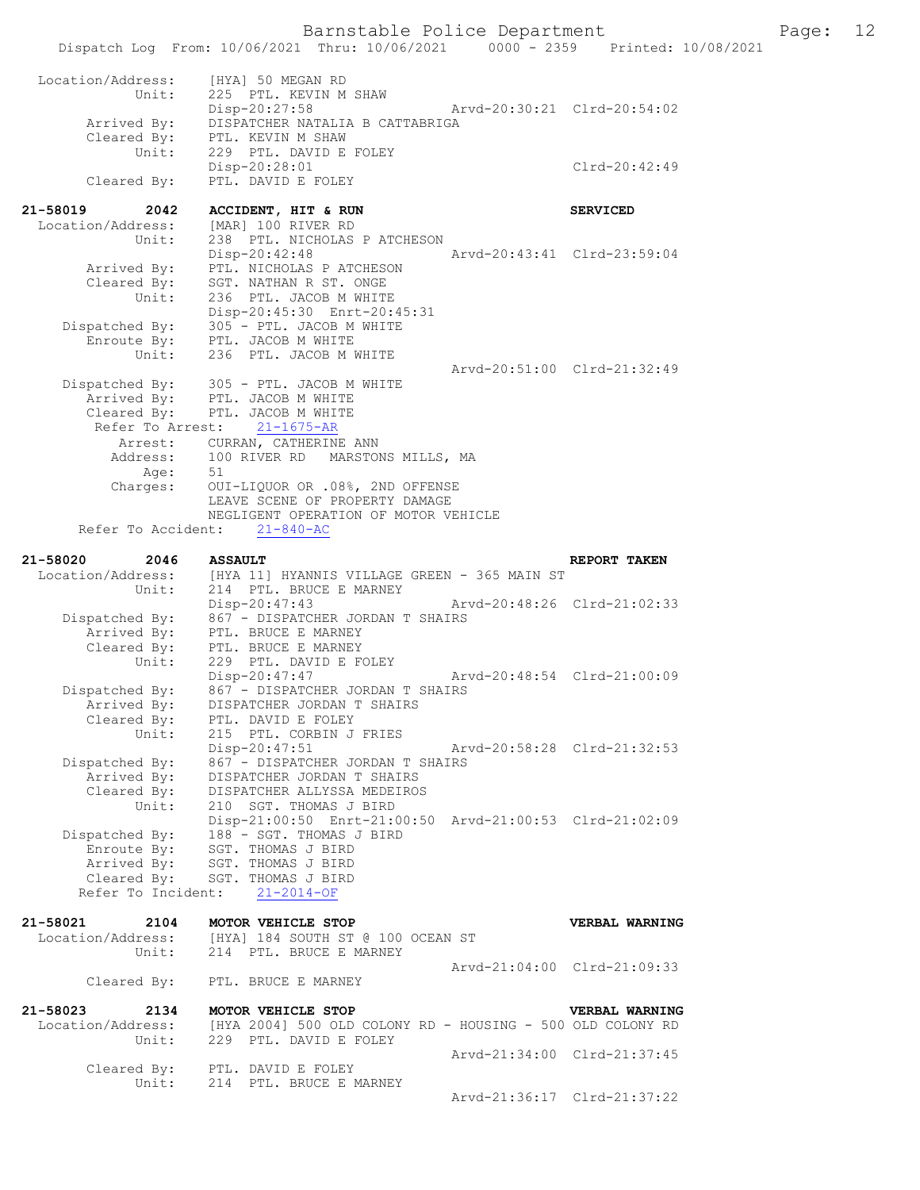```
Location/Address:    [HYA] 50 MEGAN RD
           Unit:    225  PTL. KEVIN M SHAW
                    Disp-20:27:58                 Arvd-20:30:21  Clrd-20:54:02
     Arrived By:    DISPATCHER NATALIA B CATTABRIGA
     Cleared By:    PTL. KEVIN M SHAW
           Unit:    229  PTL. DAVID E FOLEY
                    Disp-20:28:01                                Clrd-20:42:49
     Cleared By:    PTL. DAVID E FOLEY

21-58019      2042    ACCIDENT, HIT & RUN                          SERVICED
Location/Address:    [MAR] 100 RIVER RD
           Unit:    238  PTL. NICHOLAS P ATCHESON
                    Disp-20:42:48                 Arvd-20:43:41  Clrd-23:59:04
     Arrived By:    PTL. NICHOLAS P ATCHESON
     Cleared By:    SGT. NATHAN R ST. ONGE
           Unit:    236  PTL. JACOB M WHITE
                    Disp-20:45:30  Enrt-20:45:31
  Dispatched By:    305 - PTL. JACOB M WHITE
     Enroute By:    PTL. JACOB M WHITE
           Unit:    236  PTL. JACOB M WHITE
                                                  Arvd-20:51:00  Clrd-21:32:49
  Dispatched By:    305 - PTL. JACOB M WHITE
     Arrived By:    PTL. JACOB M WHITE
     Cleared By:    PTL. JACOB M WHITE
    Refer To Arrest:    21-1675-AR
         Arrest:    CURRAN, CATHERINE ANN
        Address:    100 RIVER RD   MARSTONS MILLS, MA
            Age:    51
        Charges:    OUI-LIQUOR OR .08%, 2ND OFFENSE
                    LEAVE SCENE OF PROPERTY DAMAGE
                    NEGLIGENT OPERATION OF MOTOR VEHICLE
  Refer To Accident:    21-840-AC

21-58020      2046    ASSAULT                                      REPORT TAKEN
Location/Address:    [HYA 11] HYANNIS VILLAGE GREEN - 365 MAIN ST
           Unit:    214  PTL. BRUCE E MARNEY
                    Disp-20:47:43                 Arvd-20:48:26  Clrd-21:02:33
  Dispatched By:    867 - DISPATCHER JORDAN T SHAIRS
     Arrived By:    PTL. BRUCE E MARNEY
     Cleared By:    PTL. BRUCE E MARNEY
           Unit:    229  PTL. DAVID E FOLEY
                    Disp-20:47:47                 Arvd-20:48:54  Clrd-21:00:09
  Dispatched By:    867 - DISPATCHER JORDAN T SHAIRS
     Arrived By:    DISPATCHER JORDAN T SHAIRS
     Cleared By:    PTL. DAVID E FOLEY
           Unit:    215  PTL. CORBIN J FRIES
                    Disp-20:47:51                 Arvd-20:58:28  Clrd-21:32:53
  Dispatched By:    867 - DISPATCHER JORDAN T SHAIRS
     Arrived By:    DISPATCHER JORDAN T SHAIRS
     Cleared By:    DISPATCHER ALLYSSA MEDEIROS
           Unit:    210  SGT. THOMAS J BIRD
                    Disp-21:00:50  Enrt-21:00:50  Arvd-21:00:53  Clrd-21:02:09
  Dispatched By:    188 - SGT. THOMAS J BIRD
     Enroute By:    SGT. THOMAS J BIRD
     Arrived By:    SGT. THOMAS J BIRD
     Cleared By:    SGT. THOMAS J BIRD
  Refer To Incident:    21-2014-OF

21-58021      2104    MOTOR VEHICLE STOP                           VERBAL WARNING
Location/Address:    [HYA] 184 SOUTH ST @ 100 OCEAN ST
           Unit:    214  PTL. BRUCE E MARNEY
                                                  Arvd-21:04:00  Clrd-21:09:33
     Cleared By:    PTL. BRUCE E MARNEY

21-58023      2134    MOTOR VEHICLE STOP                           VERBAL WARNING
Location/Address:    [HYA 2004] 500 OLD COLONY RD - HOUSING - 500 OLD COLONY RD
           Unit:    229  PTL. DAVID E FOLEY
                                                  Arvd-21:34:00  Clrd-21:37:45
     Cleared By:    PTL. DAVID E FOLEY
           Unit:    214  PTL. BRUCE E MARNEY
                                                  Arvd-21:36:17  Clrd-21:37:22
```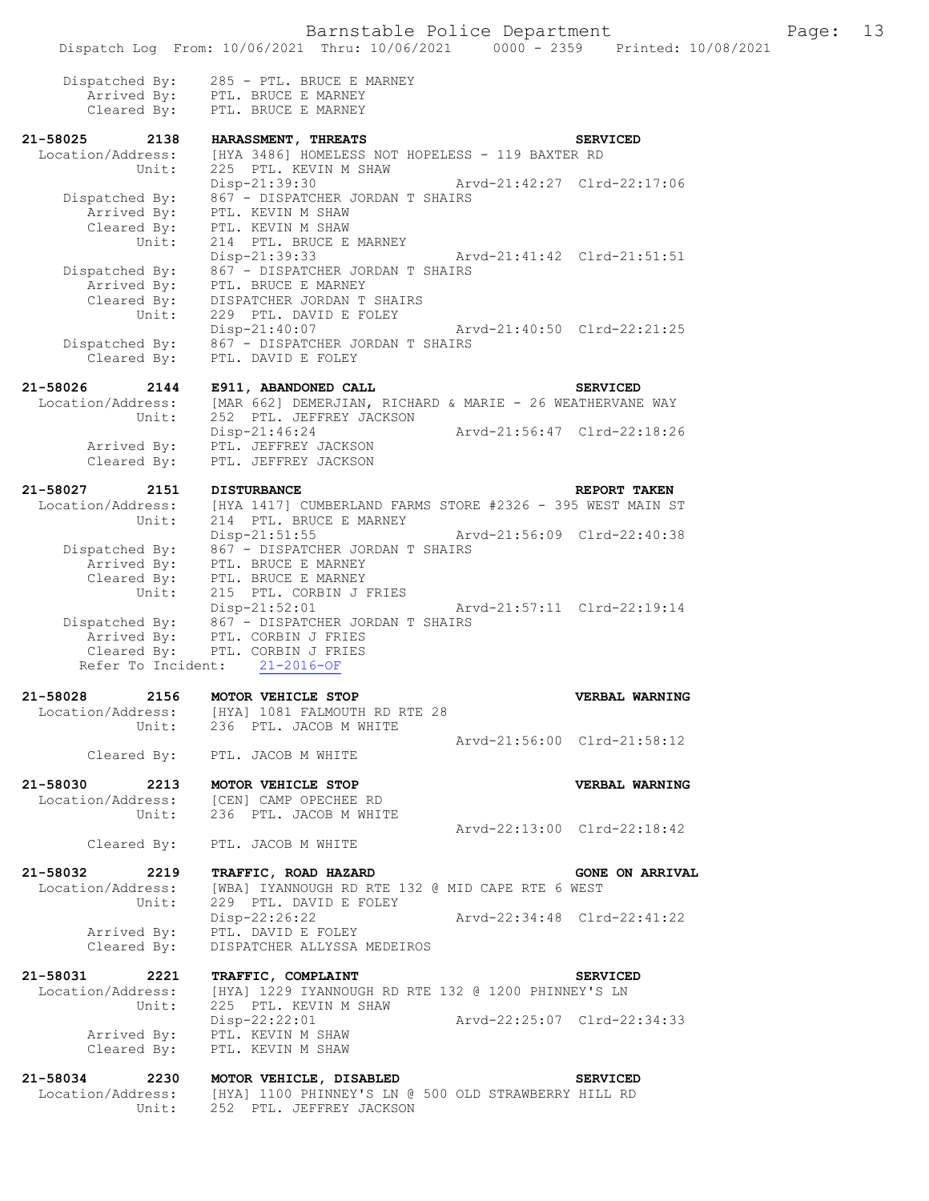Dispatched By: 285 - PTL. BRUCE E MARNEY
Arrived By: PTL. BRUCE E MARNEY
Cleared By: PTL. BRUCE E MARNEY

**21-58025 2138 HARASSMENT, THREATS** **SERVICED**
Location/Address: [HYA 3486] HOMELESS NOT HOPELESS - 119 BAXTER RD
Unit: 225 PTL. KEVIN M SHAW
Disp-21:39:30 Arvd-21:42:27 Clrd-22:17:06
Dispatched By: 867 - DISPATCHER JORDAN T SHAIRS
Arrived By: PTL. KEVIN M SHAW
Cleared By: PTL. KEVIN M SHAW
Unit: 214 PTL. BRUCE E MARNEY
Disp-21:39:33 Arvd-21:41:42 Clrd-21:51:51
Dispatched By: 867 - DISPATCHER JORDAN T SHAIRS
Arrived By: PTL. BRUCE E MARNEY
Cleared By: DISPATCHER JORDAN T SHAIRS
Unit: 229 PTL. DAVID E FOLEY
Disp-21:40:07 Arvd-21:40:50 Clrd-22:21:25
Dispatched By: 867 - DISPATCHER JORDAN T SHAIRS
Cleared By: PTL. DAVID E FOLEY

**21-58026 2144 E911, ABANDONED CALL** **SERVICED**
Location/Address: [MAR 662] DEMERJIAN, RICHARD & MARIE - 26 WEATHERVANE WAY
Unit: 252 PTL. JEFFREY JACKSON
Disp-21:46:24 Arvd-21:56:47 Clrd-22:18:26
Arrived By: PTL. JEFFREY JACKSON
Cleared By: PTL. JEFFREY JACKSON

**21-58027 2151 DISTURBANCE** **REPORT TAKEN**
Location/Address: [HYA 1417] CUMBERLAND FARMS STORE #2326 - 395 WEST MAIN ST
Unit: 214 PTL. BRUCE E MARNEY
Disp-21:51:55 Arvd-21:56:09 Clrd-22:40:38
Dispatched By: 867 - DISPATCHER JORDAN T SHAIRS
Arrived By: PTL. BRUCE E MARNEY
Cleared By: PTL. BRUCE E MARNEY
Unit: 215 PTL. CORBIN J FRIES
Disp-21:52:01 Arvd-21:57:11 Clrd-22:19:14
Dispatched By: 867 - DISPATCHER JORDAN T SHAIRS
Arrived By: PTL. CORBIN J FRIES
Cleared By: PTL. CORBIN J FRIES
Refer To Incident: 21-2016-OF

**21-58028 2156 MOTOR VEHICLE STOP** **VERBAL WARNING**
Location/Address: [HYA] 1081 FALMOUTH RD RTE 28
Unit: 236 PTL. JACOB M WHITE
Arvd-21:56:00 Clrd-21:58:12
Cleared By: PTL. JACOB M WHITE

**21-58030 2213 MOTOR VEHICLE STOP** **VERBAL WARNING**
Location/Address: [CEN] CAMP OPECHEE RD
Unit: 236 PTL. JACOB M WHITE
Arvd-22:13:00 Clrd-22:18:42
Cleared By: PTL. JACOB M WHITE

**21-58032 2219 TRAFFIC, ROAD HAZARD** **GONE ON ARRIVAL**
Location/Address: [WBA] IYANNOUGH RD RTE 132 @ MID CAPE RTE 6 WEST
Unit: 229 PTL. DAVID E FOLEY
Disp-22:26:22 Arvd-22:34:48 Clrd-22:41:22
Arrived By: PTL. DAVID E FOLEY
Cleared By: DISPATCHER ALLYSSA MEDEIROS

**21-58031 2221 TRAFFIC, COMPLAINT** **SERVICED**
Location/Address: [HYA] 1229 IYANNOUGH RD RTE 132 @ 1200 PHINNEY'S LN
Unit: 225 PTL. KEVIN M SHAW
Disp-22:22:01 Arvd-22:25:07 Clrd-22:34:33
Arrived By: PTL. KEVIN M SHAW
Cleared By: PTL. KEVIN M SHAW

**21-58034 2230 MOTOR VEHICLE, DISABLED** **SERVICED**
Location/Address: [HYA] 1100 PHINNEY'S LN @ 500 OLD STRAWBERRY HILL RD
Unit: 252 PTL. JEFFREY JACKSON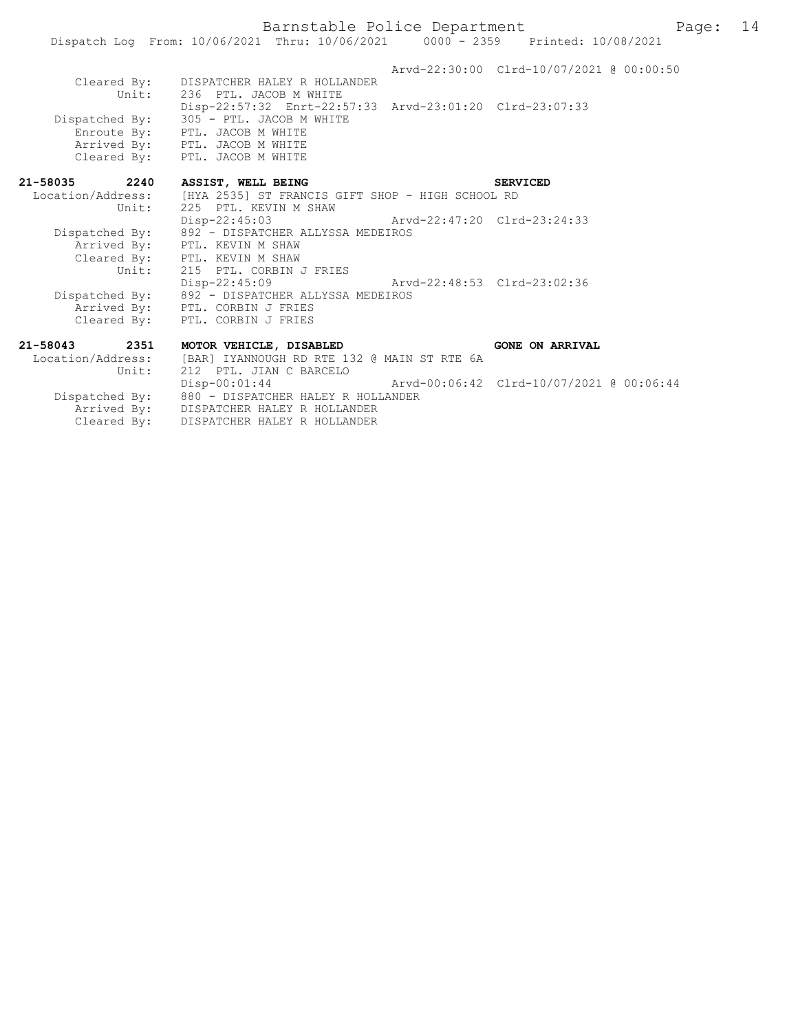Arvd-22:30:00 Clrd-10/07/2021 @ 00:00:50

Cleared By: DISPATCHER HALEY R HOLLANDER
Unit: 236 PTL. JACOB M WHITE
Disp-22:57:32 Enrt-22:57:33 Arvd-23:01:20 Clrd-23:07:33
Dispatched By: 305 - PTL. JACOB M WHITE
Enroute By: PTL. JACOB M WHITE
Arrived By: PTL. JACOB M WHITE
Cleared By: PTL. JACOB M WHITE

**21-58035 2240 ASSIST, WELL BEING** **SERVICED**

Location/Address: [HYA 2535] ST FRANCIS GIFT SHOP - HIGH SCHOOL RD
Unit: 225 PTL. KEVIN M SHAW
Disp-22:45:03 Arvd-22:47:20 Clrd-23:24:33
Dispatched By: 892 - DISPATCHER ALLYSSA MEDEIROS
Arrived By: PTL. KEVIN M SHAW
Cleared By: PTL. KEVIN M SHAW
Unit: 215 PTL. CORBIN J FRIES
Disp-22:45:09 Arvd-22:48:53 Clrd-23:02:36
Dispatched By: 892 - DISPATCHER ALLYSSA MEDEIROS
Arrived By: PTL. CORBIN J FRIES
Cleared By: PTL. CORBIN J FRIES

**21-58043 2351 MOTOR VEHICLE, DISABLED** **GONE ON ARRIVAL**

Location/Address: [BAR] IYANNOUGH RD RTE 132 @ MAIN ST RTE 6A
Unit: 212 PTL. JIAN C BARCELO
Disp-00:01:44 Arvd-00:06:42 Clrd-10/07/2021 @ 00:06:44
Dispatched By: 880 - DISPATCHER HALEY R HOLLANDER
Arrived By: DISPATCHER HALEY R HOLLANDER
Cleared By: DISPATCHER HALEY R HOLLANDER